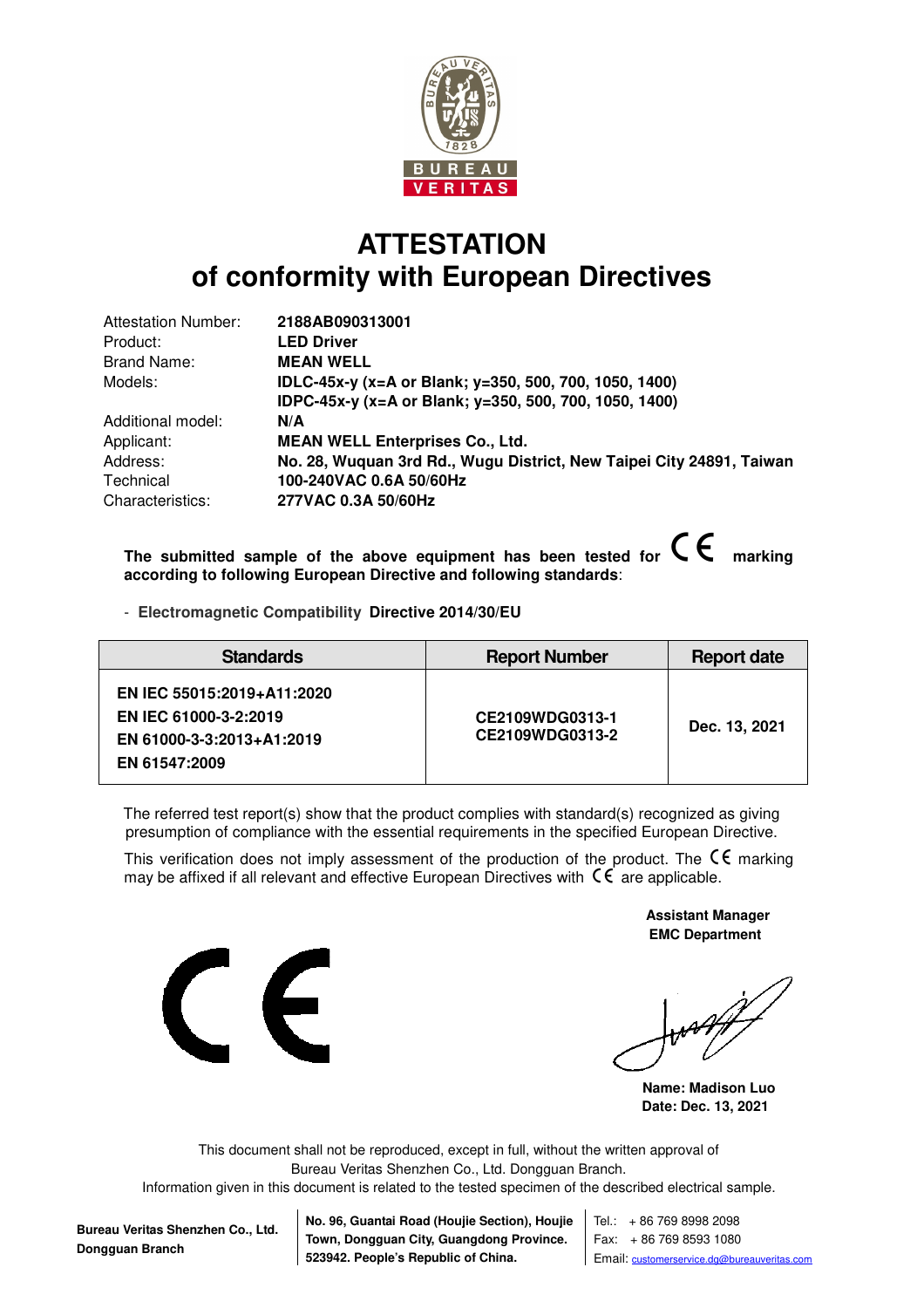# ATTESTATION
# of conformity with European Directives

| | |
|---|---|
| Attestation Number: | **2188AB090313001** |
| Product: | **LED Driver** |
| Brand Name: | **MEAN WELL** |
| Models: | **IDLC-45x-y (x=A or Blank; y=350, 500, 700, 1050, 1400)**<br>**IDPC-45x-y (x=A or Blank; y=350, 500, 700, 1050, 1400)** |
| Additional model: | **N/A** |
| Applicant: | **MEAN WELL Enterprises Co., Ltd.** |
| Address: | **No. 28, Wuquan 3rd Rd., Wugu District, New Taipei City 24891, Taiwan** |
| Technical Characteristics: | **100-240VAC 0.6A 50/60Hz**<br>**277VAC 0.3A 50/60Hz** |

**The submitted sample of the above equipment has been tested for CE marking according to following European Directive and following standards**:

- **Electromagnetic Compatibility Directive 2014/30/EU**

| Standards | Report Number | Report date |
|---|---|---|
| **EN IEC 55015:2019+A11:2020**<br>**EN IEC 61000-3-2:2019**<br>**EN 61000-3-3:2013+A1:2019**<br>**EN 61547:2009** | **CE2109WDG0313-1**<br>**CE2109WDG0313-2** | **Dec. 13, 2021** |

The referred test report(s) show that the product complies with standard(s) recognized as giving presumption of compliance with the essential requirements in the specified European Directive.

This verification does not imply assessment of the production of the product. The CE marking may be affixed if all relevant and effective European Directives with CE are applicable.

**Assistant Manager**
**EMC Department**

**Name: Madison Luo**
**Date: Dec. 13, 2021**

This document shall not be reproduced, except in full, without the written approval of Bureau Veritas Shenzhen Co., Ltd. Dongguan Branch.
Information given in this document is related to the tested specimen of the described electrical sample.

**Bureau Veritas Shenzhen Co., Ltd. Dongguan Branch**

**No. 96, Guantai Road (Houjie Section), Houjie Town, Dongguan City, Guangdong Province. 523942. People's Republic of China.**

Tel.: + 86 769 8998 2098
Fax: + 86 769 8593 1080
Email: customerservice.dg@bureauveritas.com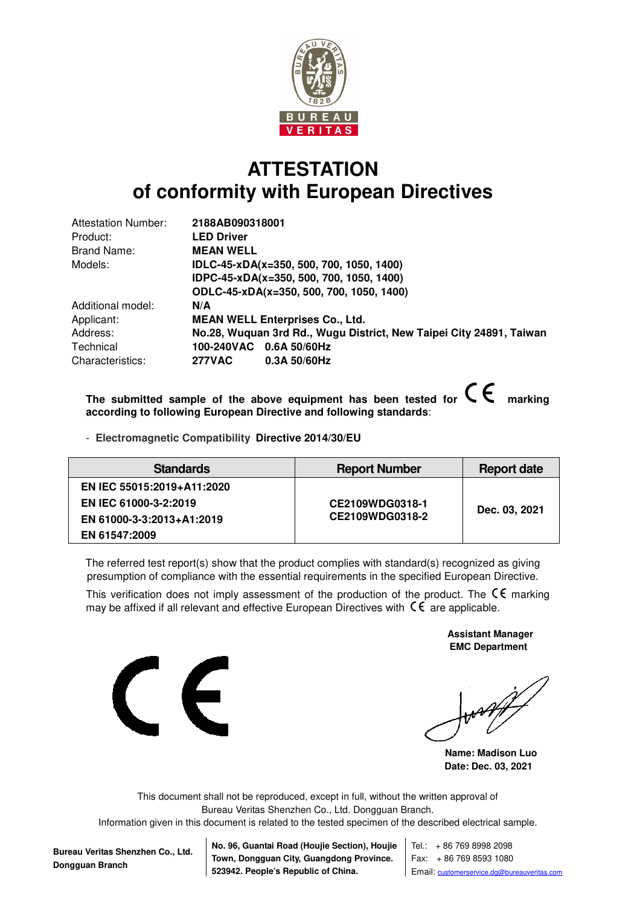BUREAU VERITAS

# ATTESTATION
## of conformity with European Directives

| | |
|---|---|
| Attestation Number: | **2188AB090318001** |
| Product: | **LED Driver** |
| Brand Name: | **MEAN WELL** |
| Models: | **IDLC-45-xDA(x=350, 500, 700, 1050, 1400)**<br>**IDPC-45-xDA(x=350, 500, 700, 1050, 1400)**<br>**ODLC-45-xDA(x=350, 500, 700, 1050, 1400)** |
| Additional model: | **N/A** |
| Applicant: | **MEAN WELL Enterprises Co., Ltd.** |
| Address: | **No.28, Wuquan 3rd Rd., Wugu District, New Taipei City 24891, Taiwan** |
| Technical Characteristics: | **100-240VAC 0.6A 50/60Hz**<br>**277VAC 0.3A 50/60Hz** |

**The submitted sample of the above equipment has been tested for CE marking according to following European Directive and following standards**:

- **Electromagnetic Compatibility Directive 2014/30/EU**

| Standards | Report Number | Report date |
|---|---|---|
| EN IEC 55015:2019+A11:2020<br>EN IEC 61000-3-2:2019<br>EN 61000-3-3:2013+A1:2019<br>EN 61547:2009 | CE2109WDG0318-1<br>CE2109WDG0318-2 | Dec. 03, 2021 |

The referred test report(s) show that the product complies with standard(s) recognized as giving presumption of compliance with the essential requirements in the specified European Directive.

This verification does not imply assessment of the production of the product. The CE marking may be affixed if all relevant and effective European Directives with CE are applicable.

**Assistant Manager**
**EMC Department**

**Name: Madison Luo**
**Date: Dec. 03, 2021**

This document shall not be reproduced, except in full, without the written approval of Bureau Veritas Shenzhen Co., Ltd. Dongguan Branch.
Information given in this document is related to the tested specimen of the described electrical sample.

**Bureau Veritas Shenzhen Co., Ltd. Dongguan Branch**

**No. 96, Guantai Road (Houjie Section), Houjie Town, Dongguan City, Guangdong Province. 523942. People's Republic of China.**

Tel.: + 86 769 8998 2098
Fax: + 86 769 8593 1080
Email: customerservice.dg@bureauveritas.com